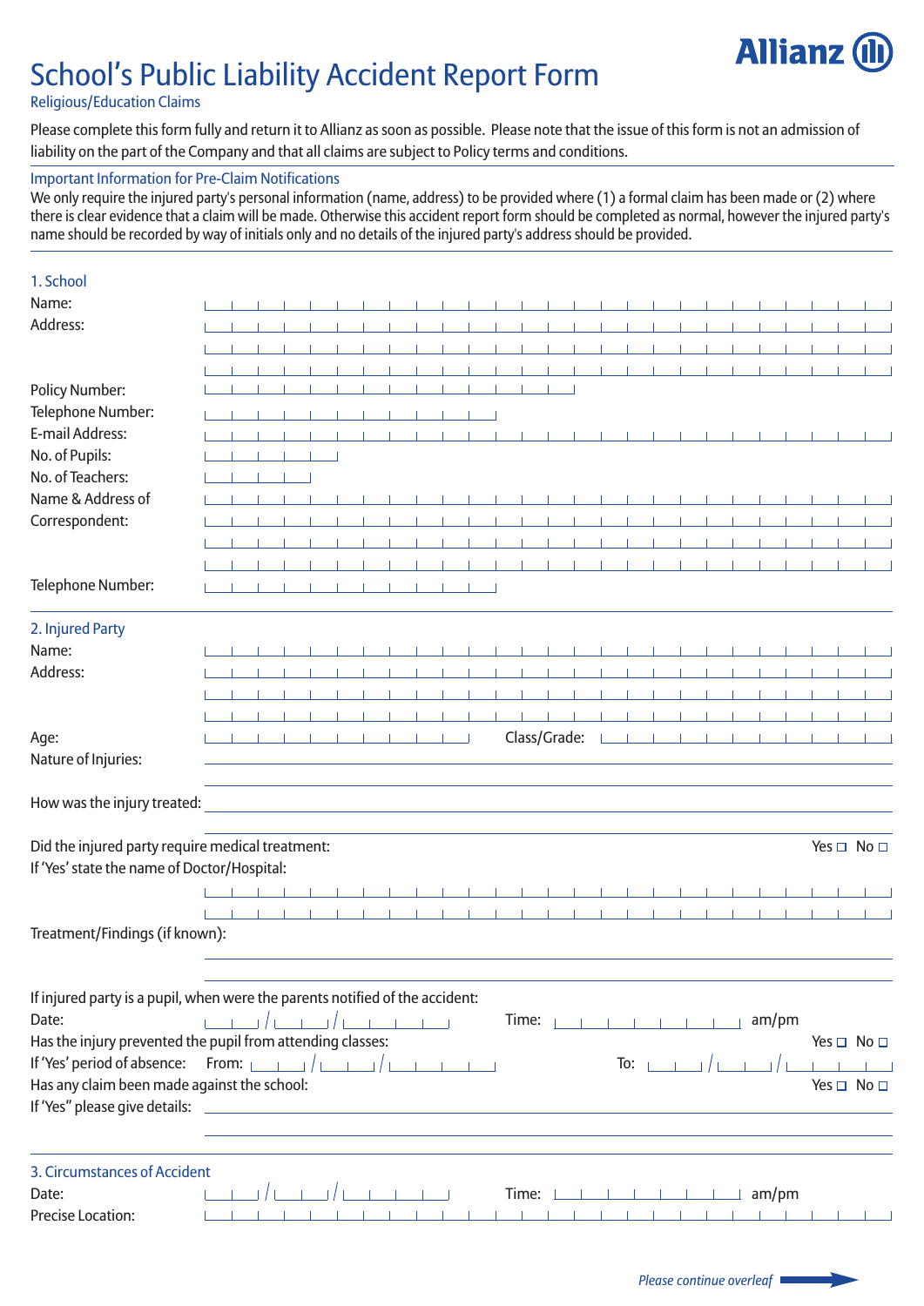# School's Public Liability Accident Report Form

Allianz

Religious/Education Claims

Please complete this form fully and return it to Allianz as soon as possible. Please note that the issue of this form is not an admission of liability on the part of the Company and that all claims are subject to Policy terms and conditions.

**Important Information for Pre-Claim Notifications**

We only require the injured party's personal information (name, address) to be provided where (1) a formal claim has been made or (2) where there is clear evidence that a claim will be made. Otherwise this accident report form should be completed as normal, however the injured party's name should be recorded by way of initials only and no details of the injured party's address should be provided.

## 1. School

Name:

Address:

Policy Number:

Telephone Number:

E-mail Address:

No. of Pupils:

No. of Teachers:

Name & Address of Correspondent:

Telephone Number:

## 2. Injured Party

Name:

Address:

Age: Class/Grade:

Nature of Injuries:

How was the injury treated:

Did the injured party require medical treatment: Yes ☐ No ☐

If 'Yes' state the name of Doctor/Hospital:

Treatment/Findings (if known):

If injured party is a pupil, when were the parents notified of the accident:

Date: / / Time: am/pm

Has the injury prevented the pupil from attending classes: Yes ☐ No ☐

If 'Yes' period of absence: From: / / To: / /

Has any claim been made against the school: Yes ☐ No ☐

If 'Yes" please give details:

## 3. Circumstances of Accident

Date: / / Time: am/pm

Precise Location:

*Please continue overleaf*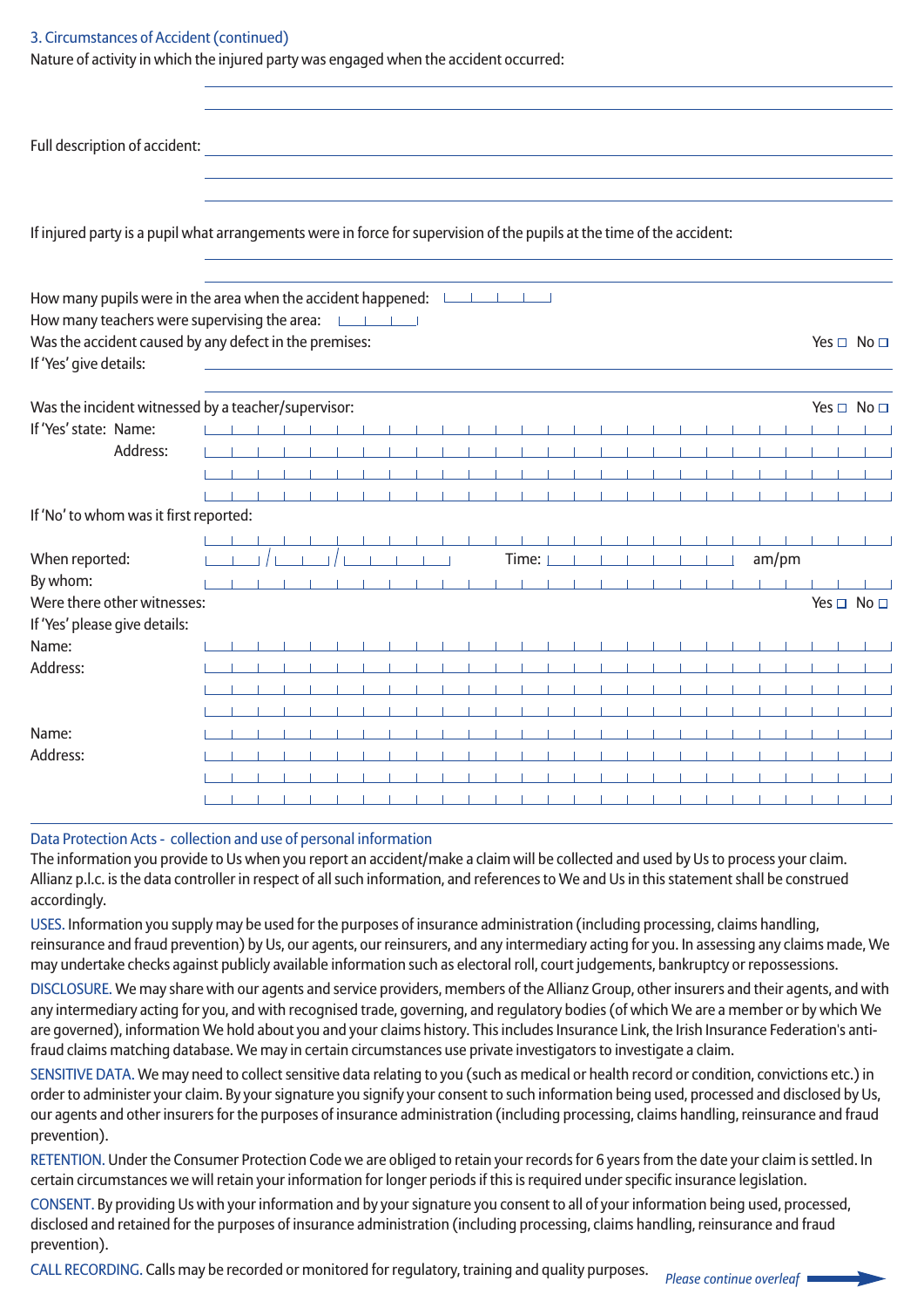## 3. Circumstances of Accident (continued)

Nature of activity in which the injured party was engaged when the accident occurred:

Full description of accident:

If injured party is a pupil what arrangements were in force for supervision of the pupils at the time of the accident:

How many pupils were in the area when the accident happened:

How many teachers were supervising the area:

Was the accident caused by any defect in the premises: Yes ☐ No ☐

If 'Yes' give details:

Was the incident witnessed by a teacher/supervisor: Yes ☐ No ☐

If 'Yes' state: Name:

Address:

If 'No' to whom was it first reported:

When reported: / / Time: am/pm

By whom:

Were there other witnesses: Yes ☐ No ☐

If 'Yes' please give details:

Name:

Address:

Name:

Address:

## Data Protection Acts - collection and use of personal information

The information you provide to Us when you report an accident/make a claim will be collected and used by Us to process your claim. Allianz p.l.c. is the data controller in respect of all such information, and references to We and Us in this statement shall be construed accordingly.

USES. Information you supply may be used for the purposes of insurance administration (including processing, claims handling, reinsurance and fraud prevention) by Us, our agents, our reinsurers, and any intermediary acting for you. In assessing any claims made, We may undertake checks against publicly available information such as electoral roll, court judgements, bankruptcy or repossessions.

DISCLOSURE. We may share with our agents and service providers, members of the Allianz Group, other insurers and their agents, and with any intermediary acting for you, and with recognised trade, governing, and regulatory bodies (of which We are a member or by which We are governed), information We hold about you and your claims history. This includes Insurance Link, the Irish Insurance Federation's anti-fraud claims matching database. We may in certain circumstances use private investigators to investigate a claim.

SENSITIVE DATA. We may need to collect sensitive data relating to you (such as medical or health record or condition, convictions etc.) in order to administer your claim. By your signature you signify your consent to such information being used, processed and disclosed by Us, our agents and other insurers for the purposes of insurance administration (including processing, claims handling, reinsurance and fraud prevention).

RETENTION. Under the Consumer Protection Code we are obliged to retain your records for 6 years from the date your claim is settled. In certain circumstances we will retain your information for longer periods if this is required under specific insurance legislation.

CONSENT. By providing Us with your information and by your signature you consent to all of your information being used, processed, disclosed and retained for the purposes of insurance administration (including processing, claims handling, reinsurance and fraud prevention).

CALL RECORDING. Calls may be recorded or monitored for regulatory, training and quality purposes.

*Please continue overleaf* →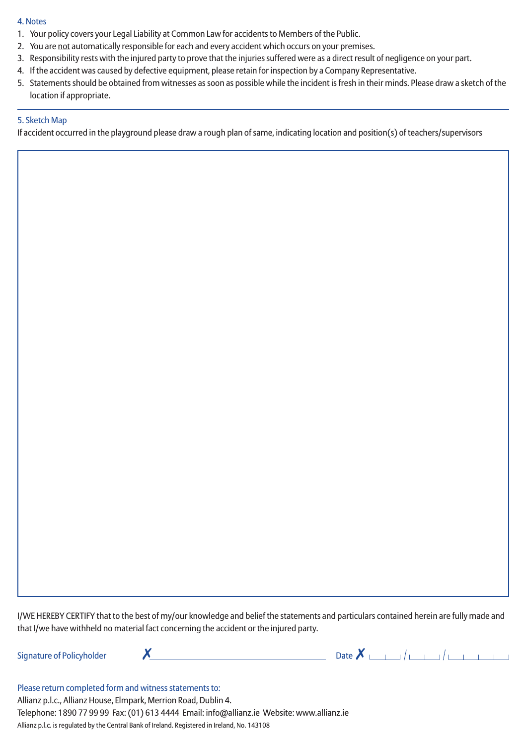## 4. Notes

1. Your policy covers your Legal Liability at Common Law for accidents to Members of the Public.
2. You are <u>not</u> automatically responsible for each and every accident which occurs on your premises.
3. Responsibility rests with the injured party to prove that the injuries suffered were as a direct result of negligence on your part.
4. If the accident was caused by defective equipment, please retain for inspection by a Company Representative.
5. Statements should be obtained from witnesses as soon as possible while the incident is fresh in their minds. Please draw a sketch of the location if appropriate.

## 5. Sketch Map

If accident occurred in the playground please draw a rough plan of same, indicating location and position(s) of teachers/supervisors

I/WE HEREBY CERTIFY that to the best of my/our knowledge and belief the statements and particulars contained herein are fully made and that I/we have withheld no material fact concerning the accident or the injured party.

Signature of Policyholder ✗ ______________________ Date ✗ ___ / ___ / _____

Please return completed form and witness statements to:

Allianz p.l.c., Allianz House, Elmpark, Merrion Road, Dublin 4.

Telephone: 1890 77 99 99 Fax: (01) 613 4444 Email: info@allianz.ie Website: www.allianz.ie

Allianz p.l.c. is regulated by the Central Bank of Ireland. Registered in Ireland, No. 143108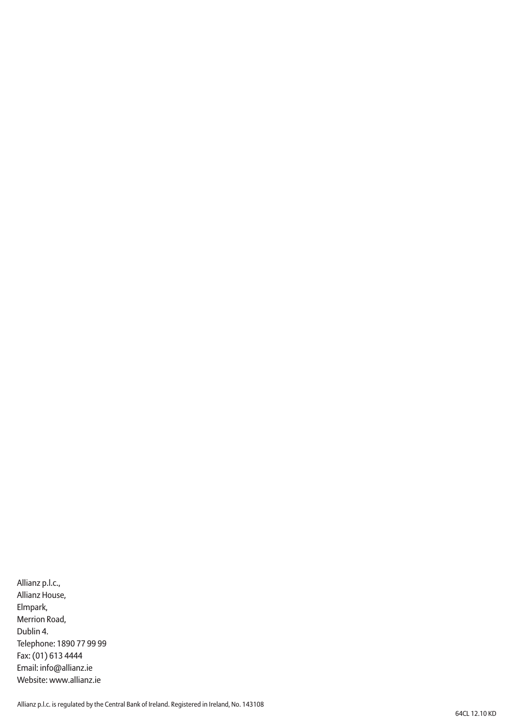Allianz p.l.c.,
Allianz House,
Elmpark,
Merrion Road,
Dublin 4.
Telephone: 1890 77 99 99
Fax: (01) 613 4444
Email: info@allianz.ie
Website: www.allianz.ie

Allianz p.l.c. is regulated by the Central Bank of Ireland. Registered in Ireland, No. 143108

64CL 12.10 KD